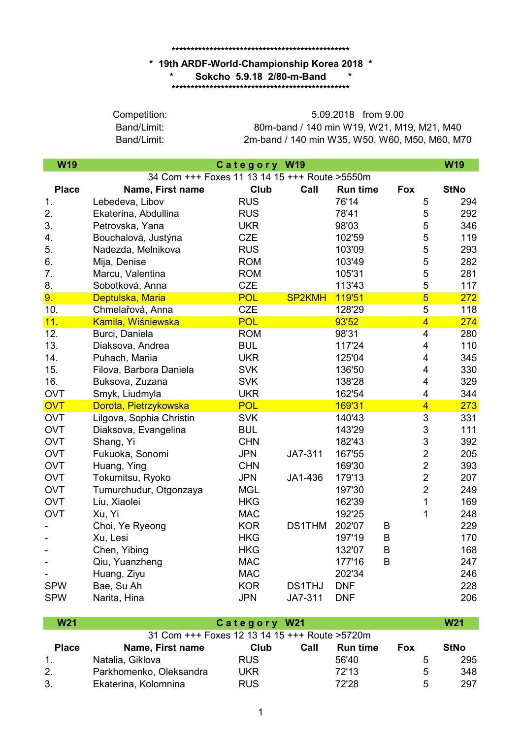\*\*\*\*\*\*\*\*\*\*\*\*\*\*\*\*\*\*\*\*\*\*\*\*\*\*\*\*\*\*\*\*\*\*\*\*\*\*\*\*\*\*\*\*\*\*\*\*\*\*\*\*\*

**\* 19th ARDF-World-Championship Korea 2018 \***

**\* Sokcho 5.9.18 2/80-m-Band \***

\*\*\*\*\*\*\*\*\*\*\*\*\*\*\*\*\*\*\*\*\*\*\*\*\*\*\*\*\*\*\*\*\*\*\*\*\*\*\*\*\*\*\*\*\*\*\*\*\*\*\*\*\*

| | |
|---|---|
| Competition: | 5.09.2018 from 9.00 |
| Band/Limit: | 80m-band / 140 min W19, W21, M19, M21, M40 |
| Band/Limit: | 2m-band / 140 min W35, W50, W60, M50, M60, M70 |

**W19 — Category W19**

34 Com +++ Foxes 11 13 14 15 +++ Route >5550m

| Place | Name, First name | Club | Call | Run time | | Fox | StNo |
|---|---|---|---|---|---|---|---|
| 1. | Lebedeva, Libov | RUS | | 76'14 | | 5 | 294 |
| 2. | Ekaterina, Abdullina | RUS | | 78'41 | | 5 | 292 |
| 3. | Petrovska, Yana | UKR | | 98'03 | | 5 | 346 |
| 4. | Bouchalová, Justýna | CZE | | 102'59 | | 5 | 119 |
| 5. | Nadezda, Melnikova | RUS | | 103'09 | | 5 | 293 |
| 6. | Mija, Denise | ROM | | 103'49 | | 5 | 282 |
| 7. | Marcu, Valentina | ROM | | 105'31 | | 5 | 281 |
| 8. | Sobotková, Anna | CZE | | 113'43 | | 5 | 117 |
| 9. | Deptulska, Maria | POL | SP2KMH | 119'51 | | 5 | 272 |
| 10. | Chmelařová, Anna | CZE | | 128'29 | | 5 | 118 |
| 11. | Kamila, Wiśniewska | POL | | 93'52 | | 4 | 274 |
| 12. | Burci, Daniela | ROM | | 98'31 | | 4 | 280 |
| 13. | Diaksova, Andrea | BUL | | 117'24 | | 4 | 110 |
| 14. | Puhach, Mariia | UKR | | 125'04 | | 4 | 345 |
| 15. | Filova, Barbora Daniela | SVK | | 136'50 | | 4 | 330 |
| 16. | Buksova, Zuzana | SVK | | 138'28 | | 4 | 329 |
| OVT | Smyk, Liudmyla | UKR | | 162'54 | | 4 | 344 |
| OVT | Dorota, Pietrzykowska | POL | | 169'31 | | 4 | 273 |
| OVT | Lilgova, Sophia Christin | SVK | | 140'43 | | 3 | 331 |
| OVT | Diaksova, Evangelina | BUL | | 143'29 | | 3 | 111 |
| OVT | Shang, Yi | CHN | | 182'43 | | 3 | 392 |
| OVT | Fukuoka, Sonomi | JPN | JA7-311 | 167'55 | | 2 | 205 |
| OVT | Huang, Ying | CHN | | 169'30 | | 2 | 393 |
| OVT | Tokumitsu, Ryoko | JPN | JA1-436 | 179'13 | | 2 | 207 |
| OVT | Tumurchudur, Otgonzaya | MGL | | 197'30 | | 2 | 249 |
| OVT | Liu, Xiaolei | HKG | | 162'39 | | 1 | 169 |
| OVT | Xu, Yi | MAC | | 192'25 | | 1 | 248 |
| - | Choi, Ye Ryeong | KOR | DS1THM | 202'07 | B | | 229 |
| - | Xu, Lesi | HKG | | 197'19 | B | | 170 |
| - | Chen, Yibing | HKG | | 132'07 | B | | 168 |
| - | Qiu, Yuanzheng | MAC | | 177'16 | B | | 247 |
| - | Huang, Ziyu | MAC | | 202'34 | | | 246 |
| SPW | Bae, Su Ah | KOR | DS1THJ | DNF | | | 228 |
| SPW | Narita, Hina | JPN | JA7-311 | DNF | | | 206 |

**W21 — Category W21**

31 Com +++ Foxes 12 13 14 15 +++ Route >5720m

| Place | Name, First name | Club | Call | Run time | | Fox | StNo |
|---|---|---|---|---|---|---|---|
| 1. | Natalia, Giklova | RUS | | 56'40 | | 5 | 295 |
| 2. | Parkhomenko, Oleksandra | UKR | | 72'13 | | 5 | 348 |
| 3. | Ekaterina, Kolomnina | RUS | | 72'28 | | 5 | 297 |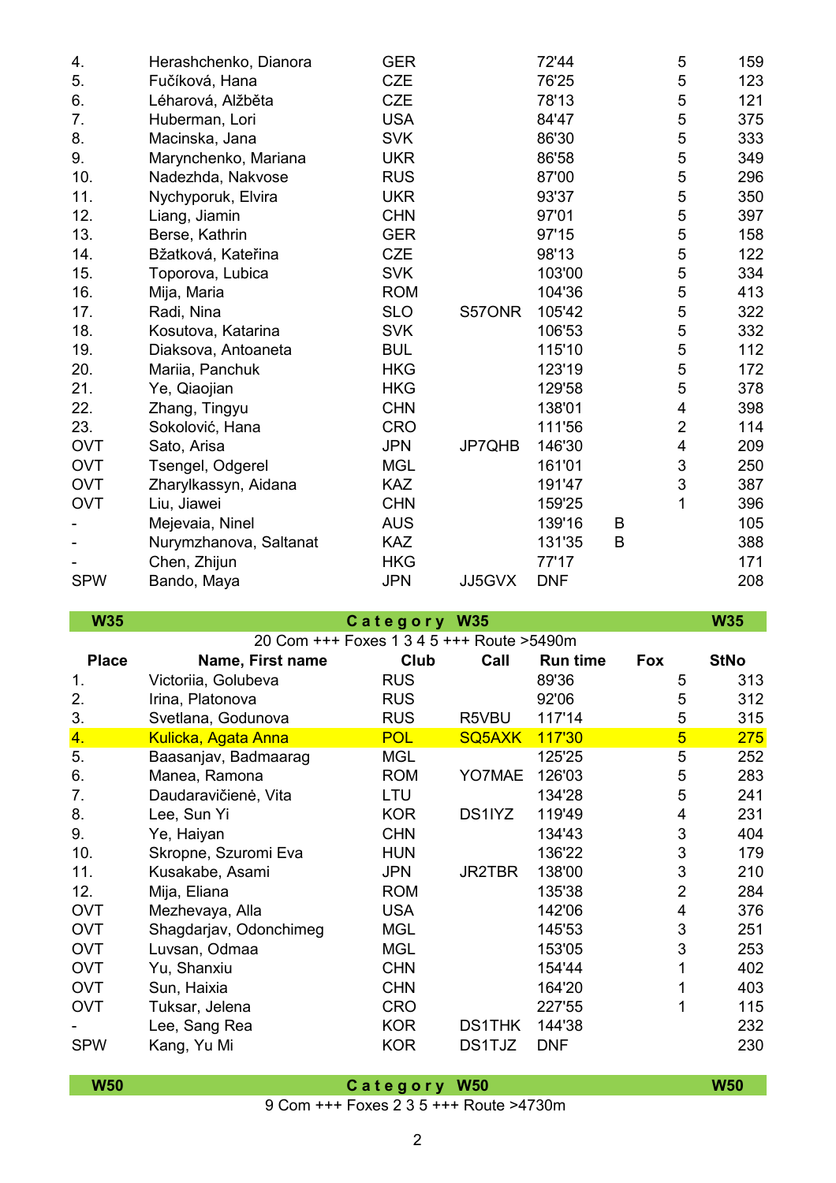| | | | | | | | |
|---|---|---|---|---|---|---|---|
| 4. | Herashchenko, Dianora | GER | | 72'44 | | 5 | 159 |
| 5. | Fučíková, Hana | CZE | | 76'25 | | 5 | 123 |
| 6. | Léharová, Alžběta | CZE | | 78'13 | | 5 | 121 |
| 7. | Huberman, Lori | USA | | 84'47 | | 5 | 375 |
| 8. | Macinska, Jana | SVK | | 86'30 | | 5 | 333 |
| 9. | Marynchenko, Mariana | UKR | | 86'58 | | 5 | 349 |
| 10. | Nadezhda, Nakvose | RUS | | 87'00 | | 5 | 296 |
| 11. | Nychyporuk, Elvira | UKR | | 93'37 | | 5 | 350 |
| 12. | Liang, Jiamin | CHN | | 97'01 | | 5 | 397 |
| 13. | Berse, Kathrin | GER | | 97'15 | | 5 | 158 |
| 14. | Bžatková, Kateřina | CZE | | 98'13 | | 5 | 122 |
| 15. | Toporova, Lubica | SVK | | 103'00 | | 5 | 334 |
| 16. | Mija, Maria | ROM | | 104'36 | | 5 | 413 |
| 17. | Radi, Nina | SLO | S57ONR | 105'42 | | 5 | 322 |
| 18. | Kosutova, Katarina | SVK | | 106'53 | | 5 | 332 |
| 19. | Diaksova, Antoaneta | BUL | | 115'10 | | 5 | 112 |
| 20. | Mariia, Panchuk | HKG | | 123'19 | | 5 | 172 |
| 21. | Ye, Qiaojian | HKG | | 129'58 | | 5 | 378 |
| 22. | Zhang, Tingyu | CHN | | 138'01 | | 4 | 398 |
| 23. | Sokolović, Hana | CRO | | 111'56 | | 2 | 114 |
| OVT | Sato, Arisa | JPN | JP7QHB | 146'30 | | 4 | 209 |
| OVT | Tsengel, Odgerel | MGL | | 161'01 | | 3 | 250 |
| OVT | Zharylkassyn, Aidana | KAZ | | 191'47 | | 3 | 387 |
| OVT | Liu, Jiawei | CHN | | 159'25 | | 1 | 396 |
| - | Mejevaia, Ninel | AUS | | 139'16 | B | | 105 |
| - | Nurymzhanova, Saltanat | KAZ | | 131'35 | B | | 388 |
| - | Chen, Zhijun | HKG | | 77'17 | | | 171 |
| SPW | Bando, Maya | JPN | JJ5GVX | DNF | | | 208 |

## W35 — Category W35

20 Com +++ Foxes 1 3 4 5 +++ Route >5490m

| Place | Name, First name | Club | Call | Run time | | Fox | StNo |
|---|---|---|---|---|---|---|---|
| 1. | Victoriia, Golubeva | RUS | | 89'36 | | 5 | 313 |
| 2. | Irina, Platonova | RUS | | 92'06 | | 5 | 312 |
| 3. | Svetlana, Godunova | RUS | R5VBU | 117'14 | | 5 | 315 |
| 4. | Kulicka, Agata Anna | POL | SQ5AXK | 117'30 | | 5 | 275 |
| 5. | Baasanjav, Badmaarag | MGL | | 125'25 | | 5 | 252 |
| 6. | Manea, Ramona | ROM | YO7MAE | 126'03 | | 5 | 283 |
| 7. | Daudaravičienė, Vita | LTU | | 134'28 | | 5 | 241 |
| 8. | Lee, Sun Yi | KOR | DS1IYZ | 119'49 | | 4 | 231 |
| 9. | Ye, Haiyan | CHN | | 134'43 | | 3 | 404 |
| 10. | Skropne, Szuromi Eva | HUN | | 136'22 | | 3 | 179 |
| 11. | Kusakabe, Asami | JPN | JR2TBR | 138'00 | | 3 | 210 |
| 12. | Mija, Eliana | ROM | | 135'38 | | 2 | 284 |
| OVT | Mezhevaya, Alla | USA | | 142'06 | | 4 | 376 |
| OVT | Shagdarjav, Odonchimeg | MGL | | 145'53 | | 3 | 251 |
| OVT | Luvsan, Odmaa | MGL | | 153'05 | | 3 | 253 |
| OVT | Yu, Shanxiu | CHN | | 154'44 | | 1 | 402 |
| OVT | Sun, Haixia | CHN | | 164'20 | | 1 | 403 |
| OVT | Tuksar, Jelena | CRO | | 227'55 | | 1 | 115 |
| - | Lee, Sang Rea | KOR | DS1THK | 144'38 | | | 232 |
| SPW | Kang, Yu Mi | KOR | DS1TJZ | DNF | | | 230 |

## W50 — Category W50

9 Com +++ Foxes 2 3 5 +++ Route >4730m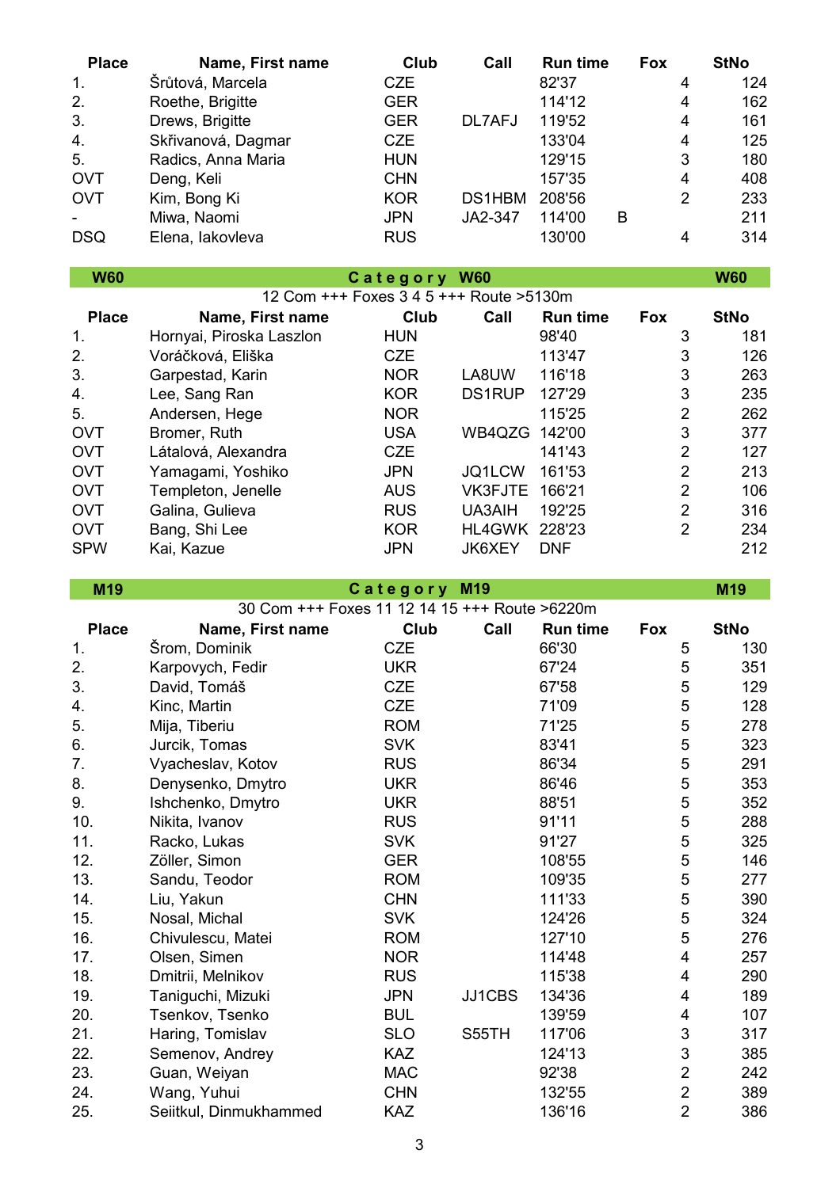| Place | Name, First name | Club | Call | Run time | | Fox | StNo |
|---|---|---|---|---|---|---|---|
| 1. | Šrůtová, Marcela | CZE | | 82'37 | | 4 | 124 |
| 2. | Roethe, Brigitte | GER | | 114'12 | | 4 | 162 |
| 3. | Drews, Brigitte | GER | DL7AFJ | 119'52 | | 4 | 161 |
| 4. | Skřivanová, Dagmar | CZE | | 133'04 | | 4 | 125 |
| 5. | Radics, Anna Maria | HUN | | 129'15 | | 3 | 180 |
| OVT | Deng, Keli | CHN | | 157'35 | | 4 | 408 |
| OVT | Kim, Bong Ki | KOR | DS1HBM | 208'56 | | 2 | 233 |
| - | Miwa, Naomi | JPN | JA2-347 | 114'00 | B | | 211 |
| DSQ | Elena, Iakovleva | RUS | | 130'00 | | 4 | 314 |

## W60 — Category W60

12 Com +++ Foxes 3 4 5 +++ Route >5130m

| Place | Name, First name | Club | Call | Run time | Fox | StNo |
|---|---|---|---|---|---|---|
| 1. | Hornyai, Piroska Laszlon | HUN | | 98'40 | 3 | 181 |
| 2. | Voráčková, Eliška | CZE | | 113'47 | 3 | 126 |
| 3. | Garpestad, Karin | NOR | LA8UW | 116'18 | 3 | 263 |
| 4. | Lee, Sang Ran | KOR | DS1RUP | 127'29 | 3 | 235 |
| 5. | Andersen, Hege | NOR | | 115'25 | 2 | 262 |
| OVT | Bromer, Ruth | USA | WB4QZG | 142'00 | 3 | 377 |
| OVT | Látalová, Alexandra | CZE | | 141'43 | 2 | 127 |
| OVT | Yamagami, Yoshiko | JPN | JQ1LCW | 161'53 | 2 | 213 |
| OVT | Templeton, Jenelle | AUS | VK3FJTE | 166'21 | 2 | 106 |
| OVT | Galina, Gulieva | RUS | UA3AIH | 192'25 | 2 | 316 |
| OVT | Bang, Shi Lee | KOR | HL4GWK | 228'23 | 2 | 234 |
| SPW | Kai, Kazue | JPN | JK6XEY | DNF | | 212 |

## M19 — Category M19

30 Com +++ Foxes 11 12 14 15 +++ Route >6220m

| Place | Name, First name | Club | Call | Run time | Fox | StNo |
|---|---|---|---|---|---|---|
| 1. | Šrom, Dominik | CZE | | 66'30 | 5 | 130 |
| 2. | Karpovych, Fedir | UKR | | 67'24 | 5 | 351 |
| 3. | David, Tomáš | CZE | | 67'58 | 5 | 129 |
| 4. | Kinc, Martin | CZE | | 71'09 | 5 | 128 |
| 5. | Mija, Tiberiu | ROM | | 71'25 | 5 | 278 |
| 6. | Jurcik, Tomas | SVK | | 83'41 | 5 | 323 |
| 7. | Vyacheslav, Kotov | RUS | | 86'34 | 5 | 291 |
| 8. | Denysenko, Dmytro | UKR | | 86'46 | 5 | 353 |
| 9. | Ishchenko, Dmytro | UKR | | 88'51 | 5 | 352 |
| 10. | Nikita, Ivanov | RUS | | 91'11 | 5 | 288 |
| 11. | Racko, Lukas | SVK | | 91'27 | 5 | 325 |
| 12. | Zöller, Simon | GER | | 108'55 | 5 | 146 |
| 13. | Sandu, Teodor | ROM | | 109'35 | 5 | 277 |
| 14. | Liu, Yakun | CHN | | 111'33 | 5 | 390 |
| 15. | Nosal, Michal | SVK | | 124'26 | 5 | 324 |
| 16. | Chivulescu, Matei | ROM | | 127'10 | 5 | 276 |
| 17. | Olsen, Simen | NOR | | 114'48 | 4 | 257 |
| 18. | Dmitrii, Melnikov | RUS | | 115'38 | 4 | 290 |
| 19. | Taniguchi, Mizuki | JPN | JJ1CBS | 134'36 | 4 | 189 |
| 20. | Tsenkov, Tsenko | BUL | | 139'59 | 4 | 107 |
| 21. | Haring, Tomislav | SLO | S55TH | 117'06 | 3 | 317 |
| 22. | Semenov, Andrey | KAZ | | 124'13 | 3 | 385 |
| 23. | Guan, Weiyan | MAC | | 92'38 | 2 | 242 |
| 24. | Wang, Yuhui | CHN | | 132'55 | 2 | 389 |
| 25. | Seiitkul, Dinmukhammed | KAZ | | 136'16 | 2 | 386 |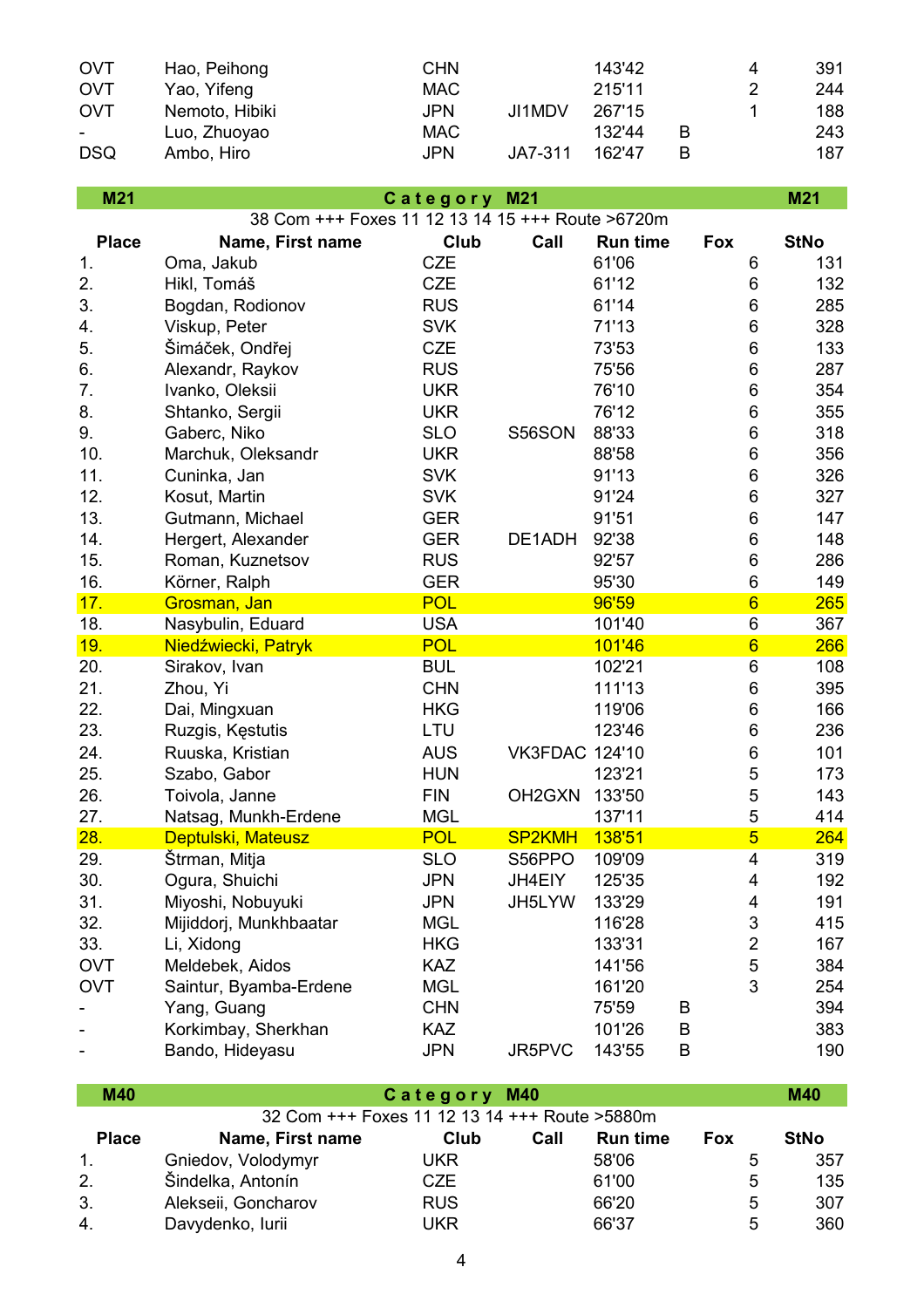| | | | | | | | |
|---|---|---|---|---|---|---|---|
| OVT | Hao, Peihong | CHN | | 143'42 | | 4 | 391 |
| OVT | Yao, Yifeng | MAC | | 215'11 | | 2 | 244 |
| OVT | Nemoto, Hibiki | JPN | JI1MDV | 267'15 | | 1 | 188 |
| - | Luo, Zhuoyao | MAC | | 132'44 | B | | 243 |
| DSQ | Ambo, Hiro | JPN | JA7-311 | 162'47 | B | | 187 |

## M21 — Category M21

38 Com +++ Foxes 11 12 13 14 15 +++ Route >6720m

| Place | Name, First name | Club | Call | Run time | | Fox | StNo |
|---|---|---|---|---|---|---|---|
| 1. | Oma, Jakub | CZE | | 61'06 | | 6 | 131 |
| 2. | Hikl, Tomáš | CZE | | 61'12 | | 6 | 132 |
| 3. | Bogdan, Rodionov | RUS | | 61'14 | | 6 | 285 |
| 4. | Viskup, Peter | SVK | | 71'13 | | 6 | 328 |
| 5. | Šimáček, Ondřej | CZE | | 73'53 | | 6 | 133 |
| 6. | Alexandr, Raykov | RUS | | 75'56 | | 6 | 287 |
| 7. | Ivanko, Oleksii | UKR | | 76'10 | | 6 | 354 |
| 8. | Shtanko, Sergii | UKR | | 76'12 | | 6 | 355 |
| 9. | Gaberc, Niko | SLO | S56SON | 88'33 | | 6 | 318 |
| 10. | Marchuk, Oleksandr | UKR | | 88'58 | | 6 | 356 |
| 11. | Cuninka, Jan | SVK | | 91'13 | | 6 | 326 |
| 12. | Kosut, Martin | SVK | | 91'24 | | 6 | 327 |
| 13. | Gutmann, Michael | GER | | 91'51 | | 6 | 147 |
| 14. | Hergert, Alexander | GER | DE1ADH | 92'38 | | 6 | 148 |
| 15. | Roman, Kuznetsov | RUS | | 92'57 | | 6 | 286 |
| 16. | Körner, Ralph | GER | | 95'30 | | 6 | 149 |
| 17. | Grosman, Jan | POL | | 96'59 | | 6 | 265 |
| 18. | Nasybulin, Eduard | USA | | 101'40 | | 6 | 367 |
| 19. | Niedźwiecki, Patryk | POL | | 101'46 | | 6 | 266 |
| 20. | Sirakov, Ivan | BUL | | 102'21 | | 6 | 108 |
| 21. | Zhou, Yi | CHN | | 111'13 | | 6 | 395 |
| 22. | Dai, Mingxuan | HKG | | 119'06 | | 6 | 166 |
| 23. | Ruzgis, Kęstutis | LTU | | 123'46 | | 6 | 236 |
| 24. | Ruuska, Kristian | AUS | VK3FDAC | 124'10 | | 6 | 101 |
| 25. | Szabo, Gabor | HUN | | 123'21 | | 5 | 173 |
| 26. | Toivola, Janne | FIN | OH2GXN | 133'50 | | 5 | 143 |
| 27. | Natsag, Munkh-Erdene | MGL | | 137'11 | | 5 | 414 |
| 28. | Deptulski, Mateusz | POL | SP2KMH | 138'51 | | 5 | 264 |
| 29. | Štrman, Mitja | SLO | S56PPO | 109'09 | | 4 | 319 |
| 30. | Ogura, Shuichi | JPN | JH4EIY | 125'35 | | 4 | 192 |
| 31. | Miyoshi, Nobuyuki | JPN | JH5LYW | 133'29 | | 4 | 191 |
| 32. | Mijiddorj, Munkhbaatar | MGL | | 116'28 | | 3 | 415 |
| 33. | Li, Xidong | HKG | | 133'31 | | 2 | 167 |
| OVT | Meldebek, Aidos | KAZ | | 141'56 | | 5 | 384 |
| OVT | Saintur, Byamba-Erdene | MGL | | 161'20 | | 3 | 254 |
| - | Yang, Guang | CHN | | 75'59 | B | | 394 |
| - | Korkimbay, Sherkhan | KAZ | | 101'26 | B | | 383 |
| - | Bando, Hideyasu | JPN | JR5PVC | 143'55 | B | | 190 |

## M40 — Category M40

32 Com +++ Foxes 11 12 13 14 +++ Route >5880m

| Place | Name, First name | Club | Call | Run time | | Fox | StNo |
|---|---|---|---|---|---|---|---|
| 1. | Gniedov, Volodymyr | UKR | | 58'06 | | 5 | 357 |
| 2. | Šindelka, Antonín | CZE | | 61'00 | | 5 | 135 |
| 3. | Alekseii, Goncharov | RUS | | 66'20 | | 5 | 307 |
| 4. | Davydenko, Iurii | UKR | | 66'37 | | 5 | 360 |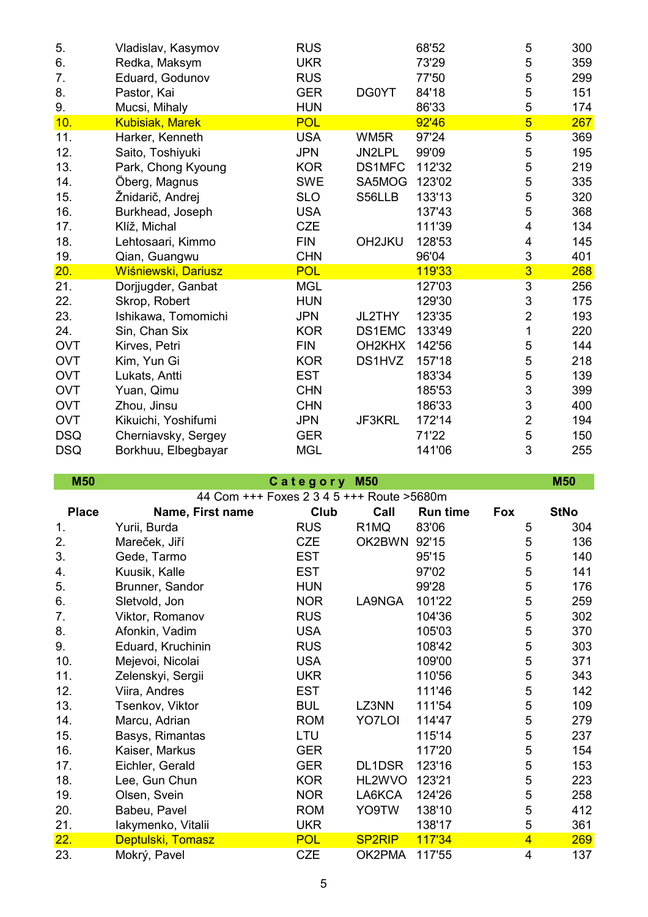| Place | Name, First name | Club | Call | Run time | Fox | StNo |
|---|---|---|---|---|---|---|
| 5. | Vladislav, Kasymov | RUS | | 68'52 | 5 | 300 |
| 6. | Redka, Maksym | UKR | | 73'29 | 5 | 359 |
| 7. | Eduard, Godunov | RUS | | 77'50 | 5 | 299 |
| 8. | Pastor, Kai | GER | DG0YT | 84'18 | 5 | 151 |
| 9. | Mucsi, Mihaly | HUN | | 86'33 | 5 | 174 |
| 10. | Kubisiak, Marek | POL | | 92'46 | 5 | 267 |
| 11. | Harker, Kenneth | USA | WM5R | 97'24 | 5 | 369 |
| 12. | Saito, Toshiyuki | JPN | JN2LPL | 99'09 | 5 | 195 |
| 13. | Park, Chong Kyoung | KOR | DS1MFC | 112'32 | 5 | 219 |
| 14. | Öberg, Magnus | SWE | SA5MOG | 123'02 | 5 | 335 |
| 15. | Žnidarič, Andrej | SLO | S56LLB | 133'13 | 5 | 320 |
| 16. | Burkhead, Joseph | USA | | 137'43 | 5 | 368 |
| 17. | Klíž, Michal | CZE | | 111'39 | 4 | 134 |
| 18. | Lehtosaari, Kimmo | FIN | OH2JKU | 128'53 | 4 | 145 |
| 19. | Qian, Guangwu | CHN | | 96'04 | 3 | 401 |
| 20. | Wiśniewski, Dariusz | POL | | 119'33 | 3 | 268 |
| 21. | Dorjjugder, Ganbat | MGL | | 127'03 | 3 | 256 |
| 22. | Skrop, Robert | HUN | | 129'30 | 3 | 175 |
| 23. | Ishikawa, Tomomichi | JPN | JL2THY | 123'35 | 2 | 193 |
| 24. | Sin, Chan Six | KOR | DS1EMC | 133'49 | 1 | 220 |
| OVT | Kirves, Petri | FIN | OH2KHX | 142'56 | 5 | 144 |
| OVT | Kim, Yun Gi | KOR | DS1HVZ | 157'18 | 5 | 218 |
| OVT | Lukats, Antti | EST | | 183'34 | 5 | 139 |
| OVT | Yuan, Qimu | CHN | | 185'53 | 3 | 399 |
| OVT | Zhou, Jinsu | CHN | | 186'33 | 3 | 400 |
| OVT | Kikuichi, Yoshifumi | JPN | JF3KRL | 172'14 | 2 | 194 |
| DSQ | Cherniavsky, Sergey | GER | | 71'22 | 5 | 150 |
| DSQ | Borkhuu, Elbegbayar | MGL | | 141'06 | 3 | 255 |

## M50 — Category M50 — M50

44 Com +++ Foxes 2 3 4 5 +++ Route >5680m

| Place | Name, First name | Club | Call | Run time | Fox | StNo |
|---|---|---|---|---|---|---|
| 1. | Yurii, Burda | RUS | R1MQ | 83'06 | 5 | 304 |
| 2. | Mareček, Jiří | CZE | OK2BWN | 92'15 | 5 | 136 |
| 3. | Gede, Tarmo | EST | | 95'15 | 5 | 140 |
| 4. | Kuusik, Kalle | EST | | 97'02 | 5 | 141 |
| 5. | Brunner, Sandor | HUN | | 99'28 | 5 | 176 |
| 6. | Sletvold, Jon | NOR | LA9NGA | 101'22 | 5 | 259 |
| 7. | Viktor, Romanov | RUS | | 104'36 | 5 | 302 |
| 8. | Afonkin, Vadim | USA | | 105'03 | 5 | 370 |
| 9. | Eduard, Kruchinin | RUS | | 108'42 | 5 | 303 |
| 10. | Mejevoi, Nicolai | USA | | 109'00 | 5 | 371 |
| 11. | Zelenskyi, Sergii | UKR | | 110'56 | 5 | 343 |
| 12. | Viira, Andres | EST | | 111'46 | 5 | 142 |
| 13. | Tsenkov, Viktor | BUL | LZ3NN | 111'54 | 5 | 109 |
| 14. | Marcu, Adrian | ROM | YO7LOI | 114'47 | 5 | 279 |
| 15. | Basys, Rimantas | LTU | | 115'14 | 5 | 237 |
| 16. | Kaiser, Markus | GER | | 117'20 | 5 | 154 |
| 17. | Eichler, Gerald | GER | DL1DSR | 123'16 | 5 | 153 |
| 18. | Lee, Gun Chun | KOR | HL2WVO | 123'21 | 5 | 223 |
| 19. | Olsen, Svein | NOR | LA6KCA | 124'26 | 5 | 258 |
| 20. | Babeu, Pavel | ROM | YO9TW | 138'10 | 5 | 412 |
| 21. | Iakymenko, Vitalii | UKR | | 138'17 | 5 | 361 |
| 22. | Deptulski, Tomasz | POL | SP2RIP | 117'34 | 4 | 269 |
| 23. | Mokrý, Pavel | CZE | OK2PMA | 117'55 | 4 | 137 |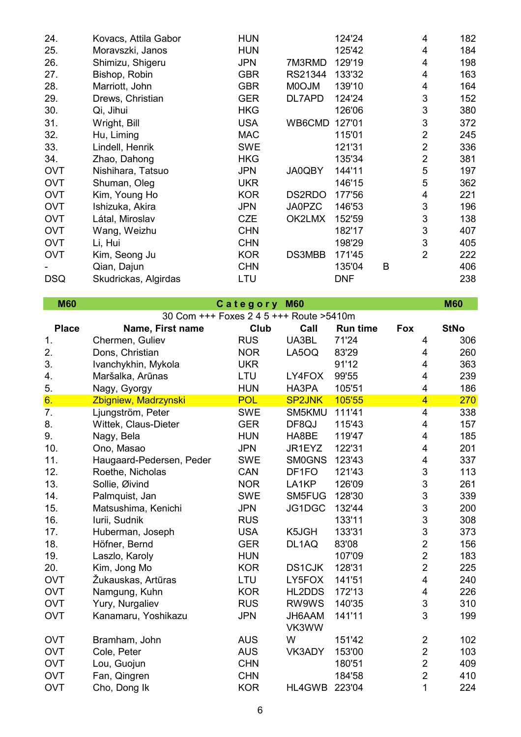| | | | | | | | |
|---|---|---|---|---|---|---|---|
| 24. | Kovacs, Attila Gabor | HUN | | 124'24 | | 4 | 182 |
| 25. | Moravszki, Janos | HUN | | 125'42 | | 4 | 184 |
| 26. | Shimizu, Shigeru | JPN | 7M3RMD | 129'19 | | 4 | 198 |
| 27. | Bishop, Robin | GBR | RS21344 | 133'32 | | 4 | 163 |
| 28. | Marriott, John | GBR | M0OJM | 139'10 | | 4 | 164 |
| 29. | Drews, Christian | GER | DL7APD | 124'24 | | 3 | 152 |
| 30. | Qi, Jihui | HKG | | 126'06 | | 3 | 380 |
| 31. | Wright, Bill | USA | WB6CMD | 127'01 | | 3 | 372 |
| 32. | Hu, Liming | MAC | | 115'01 | | 2 | 245 |
| 33. | Lindell, Henrik | SWE | | 121'31 | | 2 | 336 |
| 34. | Zhao, Dahong | HKG | | 135'34 | | 2 | 381 |
| OVT | Nishihara, Tatsuo | JPN | JA0QBY | 144'11 | | 5 | 197 |
| OVT | Shuman, Oleg | UKR | | 146'15 | | 5 | 362 |
| OVT | Kim, Young Ho | KOR | DS2RDO | 177'56 | | 4 | 221 |
| OVT | Ishizuka, Akira | JPN | JA0PZC | 146'53 | | 3 | 196 |
| OVT | Látal, Miroslav | CZE | OK2LMX | 152'59 | | 3 | 138 |
| OVT | Wang, Weizhu | CHN | | 182'17 | | 3 | 407 |
| OVT | Li, Hui | CHN | | 198'29 | | 3 | 405 |
| OVT | Kim, Seong Ju | KOR | DS3MBB | 171'45 | | 2 | 222 |
| - | Qian, Dajun | CHN | | 135'04 | B | | 406 |
| DSQ | Skudrickas, Algirdas | LTU | | DNF | | | 238 |

**M60** — **Category M60** — **M60**

30 Com +++ Foxes 2 4 5 +++ Route >5410m

| Place | Name, First name | Club | Call | Run time | Fox | StNo |
|---|---|---|---|---|---|---|
| 1. | Chermen, Guliev | RUS | UA3BL | 71'24 | 4 | 306 |
| 2. | Dons, Christian | NOR | LA5OQ | 83'29 | 4 | 260 |
| 3. | Ivanchykhin, Mykola | UKR | | 91'12 | 4 | 363 |
| 4. | Maršalka, Arūnas | LTU | LY4FOX | 99'55 | 4 | 239 |
| 5. | Nagy, Gyorgy | HUN | HA3PA | 105'51 | 4 | 186 |
| 6. | Zbigniew, Madrzynski | POL | SP2JNK | 105'55 | 4 | 270 |
| 7. | Ljungström, Peter | SWE | SM5KMU | 111'41 | 4 | 338 |
| 8. | Wittek, Claus-Dieter | GER | DF8QJ | 115'43 | 4 | 157 |
| 9. | Nagy, Bela | HUN | HA8BE | 119'47 | 4 | 185 |
| 10. | Ono, Masao | JPN | JR1EYZ | 122'31 | 4 | 201 |
| 11. | Haugaard-Pedersen, Peder | SWE | SM0GNS | 123'43 | 4 | 337 |
| 12. | Roethe, Nicholas | CAN | DF1FO | 121'43 | 3 | 113 |
| 13. | Sollie, Øivind | NOR | LA1KP | 126'09 | 3 | 261 |
| 14. | Palmquist, Jan | SWE | SM5FUG | 128'30 | 3 | 339 |
| 15. | Matsushima, Kenichi | JPN | JG1DGC | 132'44 | 3 | 200 |
| 16. | Iurii, Sudnik | RUS | | 133'11 | 3 | 308 |
| 17. | Huberman, Joseph | USA | K5JGH | 133'31 | 3 | 373 |
| 18. | Höfner, Bernd | GER | DL1AQ | 83'08 | 2 | 156 |
| 19. | Laszlo, Karoly | HUN | | 107'09 | 2 | 183 |
| 20. | Kim, Jong Mo | KOR | DS1CJK | 128'31 | 2 | 225 |
| OVT | Žukauskas, Artūras | LTU | LY5FOX | 141'51 | 4 | 240 |
| OVT | Namgung, Kuhn | KOR | HL2DDS | 172'13 | 4 | 226 |
| OVT | Yury, Nurgaliev | RUS | RW9WS | 140'35 | 3 | 310 |
| OVT | Kanamaru, Yoshikazu | JPN | JH6AAM | 141'11 | 3 | 199 |
| OVT | Bramham, John | AUS | VK3WWW | 151'42 | 2 | 102 |
| OVT | Cole, Peter | AUS | VK3ADY | 153'00 | 2 | 103 |
| OVT | Lou, Guojun | CHN | | 180'51 | 2 | 409 |
| OVT | Fan, Qingren | CHN | | 184'58 | 2 | 410 |
| OVT | Cho, Dong Ik | KOR | HL4GWB | 223'04 | 1 | 224 |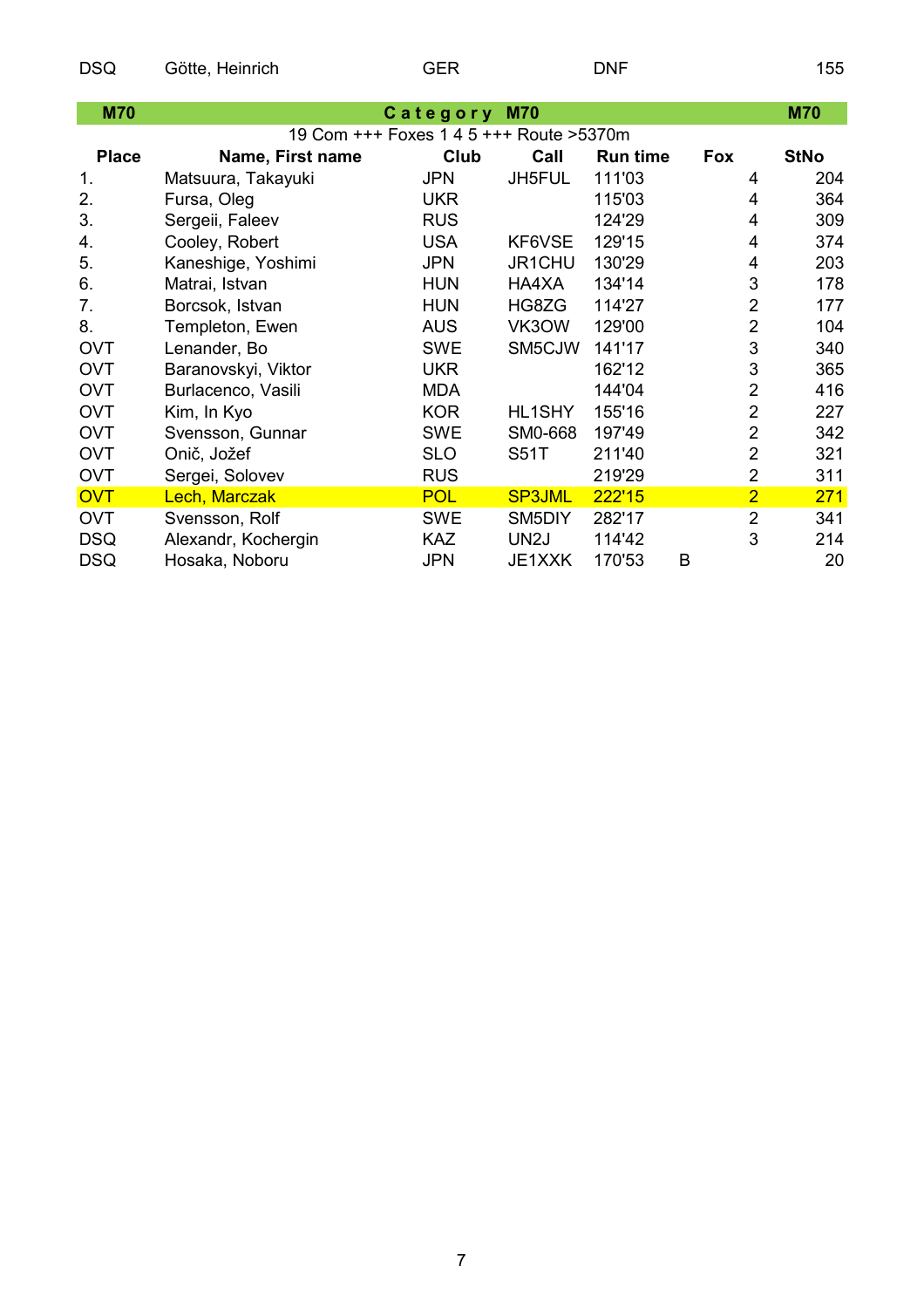| | | | | | | |
|---|---|---|---|---|---|---|
| DSQ | Götte, Heinrich | GER | | DNF | | 155 |

| **M70** | **Category M70** | | | | | **M70** |
|---|---|---|---|---|---|---|
| | 19 Com +++ Foxes 1 4 5 +++ Route >5370m | | | | | |
| **Place** | **Name, First name** | **Club** | **Call** | **Run time** | **Fox** | **StNo** |
| 1. | Matsuura, Takayuki | JPN | JH5FUL | 111'03 | 4 | 204 |
| 2. | Fursa, Oleg | UKR | | 115'03 | 4 | 364 |
| 3. | Sergeii, Faleev | RUS | | 124'29 | 4 | 309 |
| 4. | Cooley, Robert | USA | KF6VSE | 129'15 | 4 | 374 |
| 5. | Kaneshige, Yoshimi | JPN | JR1CHU | 130'29 | 4 | 203 |
| 6. | Matrai, Istvan | HUN | HA4XA | 134'14 | 3 | 178 |
| 7. | Borcsok, Istvan | HUN | HG8ZG | 114'27 | 2 | 177 |
| 8. | Templeton, Ewen | AUS | VK3OW | 129'00 | 2 | 104 |
| OVT | Lenander, Bo | SWE | SM5CJW | 141'17 | 3 | 340 |
| OVT | Baranovskyi, Viktor | UKR | | 162'12 | 3 | 365 |
| OVT | Burlacenco, Vasili | MDA | | 144'04 | 2 | 416 |
| OVT | Kim, In Kyo | KOR | HL1SHY | 155'16 | 2 | 227 |
| OVT | Svensson, Gunnar | SWE | SM0-668 | 197'49 | 2 | 342 |
| OVT | Onič, Jožef | SLO | S51T | 211'40 | 2 | 321 |
| OVT | Sergei, Solovev | RUS | | 219'29 | 2 | 311 |
| OVT | Lech, Marczak | POL | SP3JML | 222'15 | 2 | 271 |
| OVT | Svensson, Rolf | SWE | SM5DIY | 282'17 | 2 | 341 |
| DSQ | Alexandr, Kochergin | KAZ | UN2J | 114'42 | 3 | 214 |
| DSQ | Hosaka, Noboru | JPN | JE1XXK | 170'53 | B | 20 |